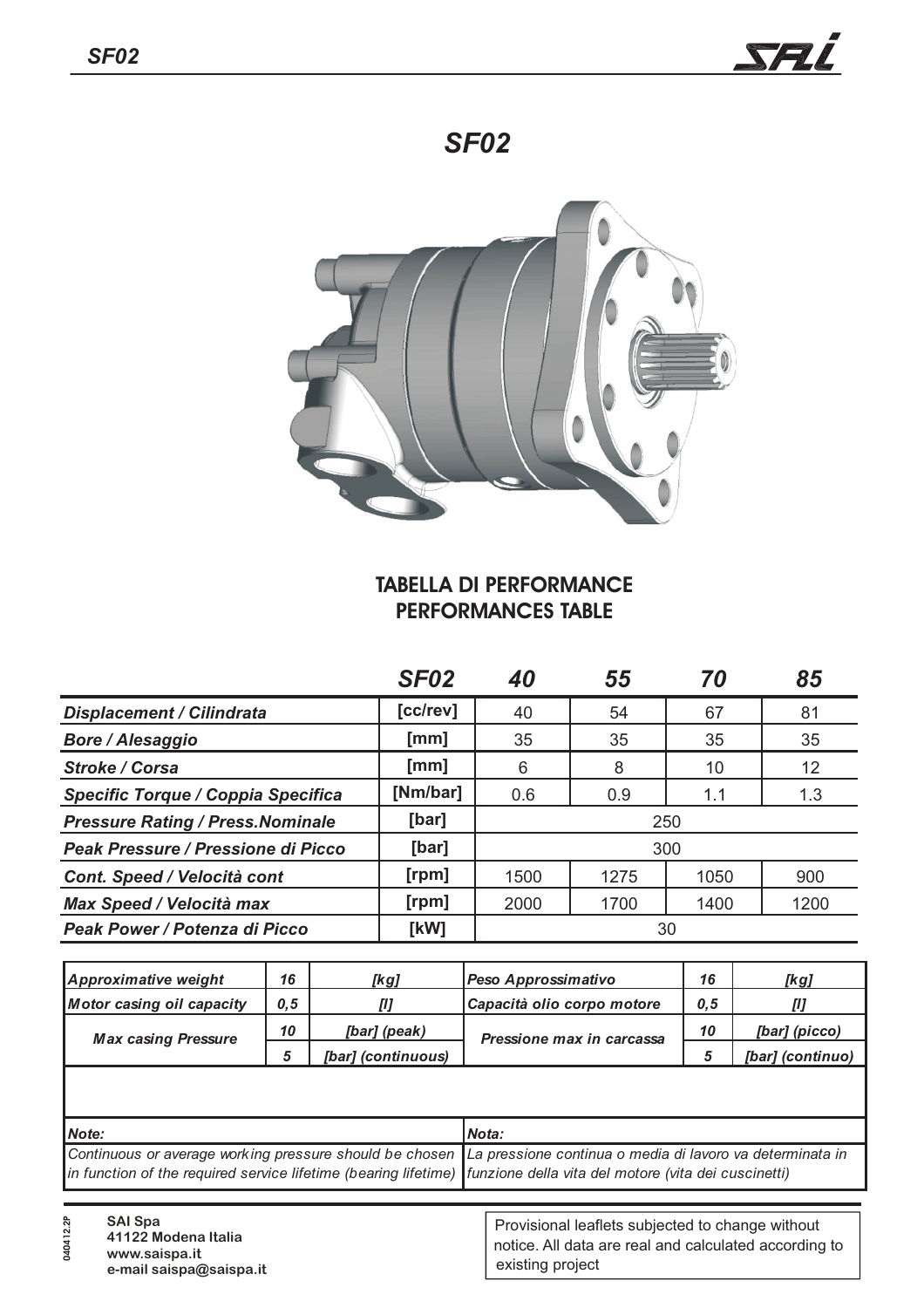# SF02

## TABELLA DI PERFORMANCE
## PERFORMANCES TABLE

| | SF02 | 40 | 55 | 70 | 85 |
|---|---|---|---|---|---|
| Displacement / Cilindrata | [cc/rev] | 40 | 54 | 67 | 81 |
| Bore / Alesaggio | [mm] | 35 | 35 | 35 | 35 |
| Stroke / Corsa | [mm] | 6 | 8 | 10 | 12 |
| Specific Torque / Coppia Specifica | [Nm/bar] | 0.6 | 0.9 | 1.1 | 1.3 |
| Pressure Rating / Press.Nominale | [bar] | 250 | | | |
| Peak Pressure / Pressione di Picco | [bar] | 300 | | | |
| Cont. Speed / Velocità cont | [rpm] | 1500 | 1275 | 1050 | 900 |
| Max Speed / Velocità max | [rpm] | 2000 | 1700 | 1400 | 1200 |
| Peak Power / Potenza di Picco | [kW] | 30 | | | |

| | | | | | |
|---|---|---|---|---|---|
| Approximative weight | 16 | [kg] | Peso Approssimativo | 16 | [kg] |
| Motor casing oil capacity | 0,5 | [l] | Capacità olio corpo motore | 0,5 | [l] |
| Max casing Pressure | 10 | [bar] (peak) | Pressione max in carcassa | 10 | [bar] (picco) |
| | 5 | [bar] (continuous) | | 5 | [bar] (continuo) |

**Note:** Continuous or average working pressure should be chosen in function of the required service lifetime (bearing lifetime)

**Nota:** La pressione continua o media di lavoro va determinata in funzione della vita del motore (vita dei cuscinetti)

040412.2P

**SAI Spa**
**41122 Modena Italia**
**www.saispa.it**
**e-mail saispa@saispa.it**

Provisional leaflets subjected to change without notice. All data are real and calculated according to existing project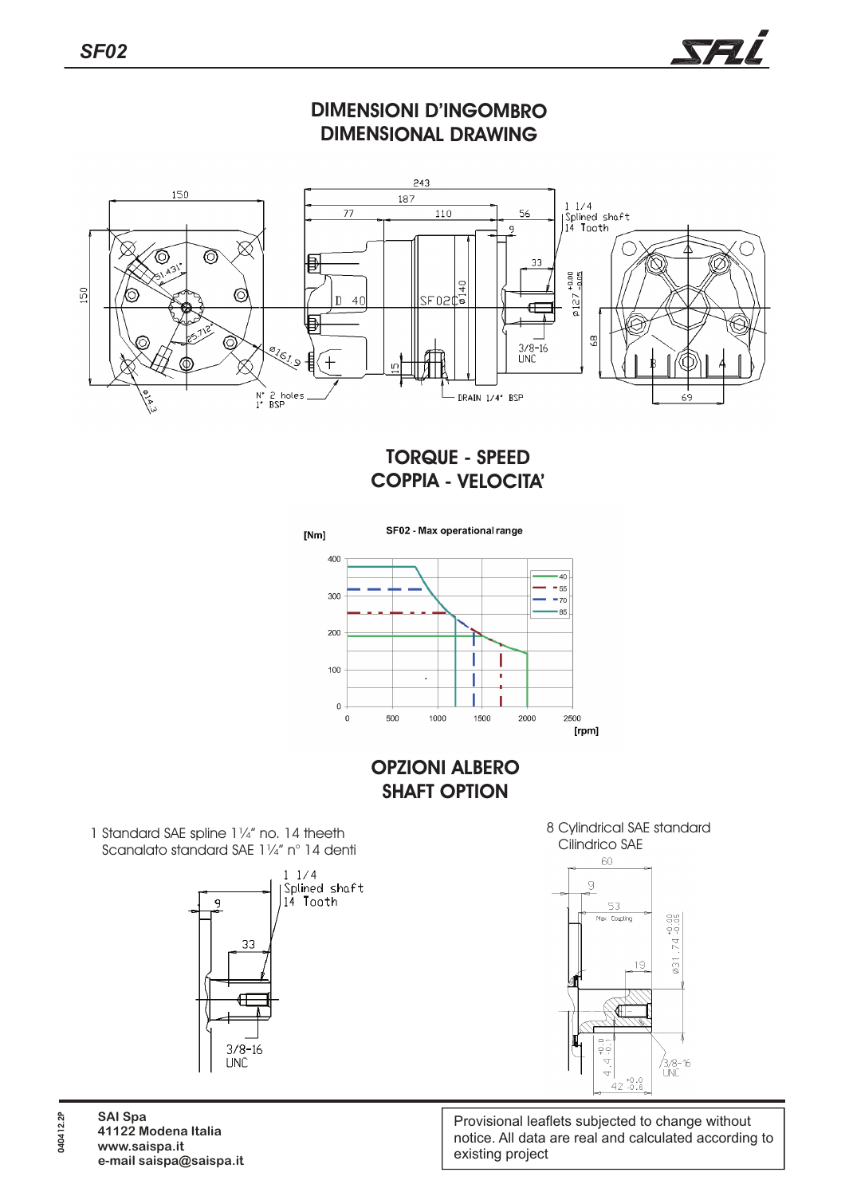# DIMENSIONI D'INGOMBRO
# DIMENSIONAL DRAWING

# TORQUE - SPEED
# COPPIA - VELOCITA'

# OPZIONI ALBERO
# SHAFT OPTION

1 Standard SAE spline 1¼" no. 14 theeth
Scanalato standard SAE 1¼" n° 14 denti

8 Cylindrical SAE standard
Cilindrico SAE

SAI Spa
41122 Modena Italia
www.saispa.it
e-mail saispa@saispa.it

Provisional leaflets subjected to change without notice. All data are real and calculated according to existing project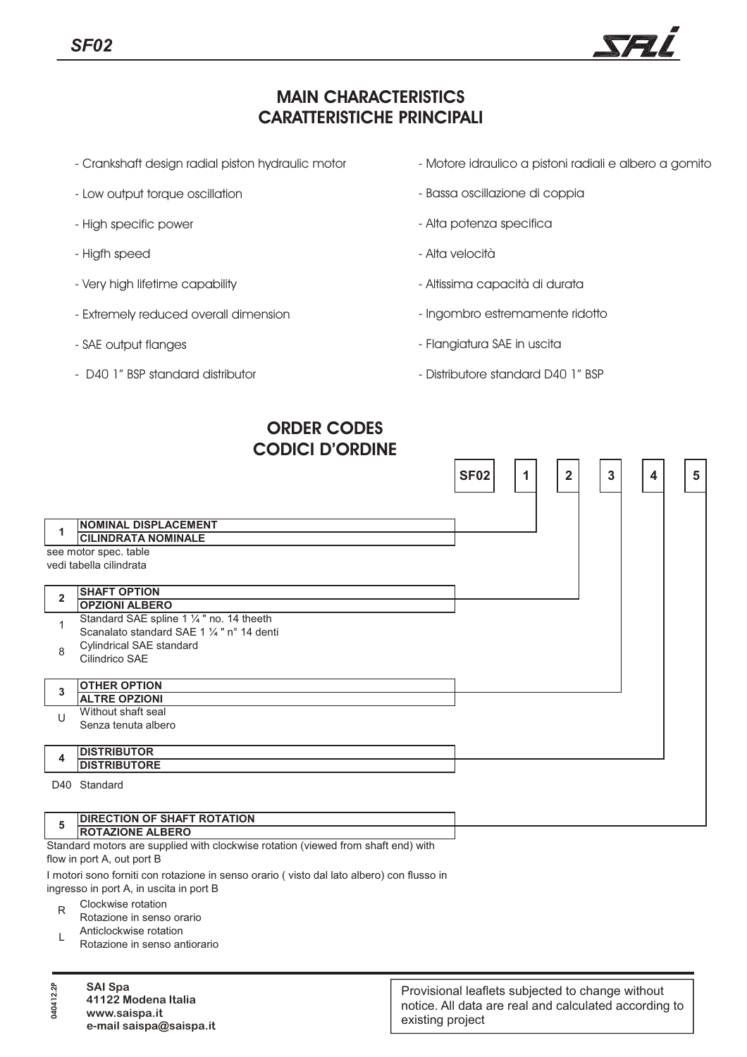# MAIN CHARACTERISTICS
# CARATTERISTICHE PRINCIPALI

- Crankshaft design radial piston hydraulic motor
- Low output torque oscillation
- High specific power
- Higfh speed
- Very high lifetime capability
- Extremely reduced overall dimension
- SAE output flanges
- D40 1" BSP standard distributor

- Motore idraulico a pistoni radiali e albero a gomito
- Bassa oscillazione di coppia
- Alta potenza specifica
- Alta velocità
- Altissima capacità di durata
- Ingombro estremamente ridotto
- Flangiatura SAE in uscita
- Distributore standard D40 1" BSP

# ORDER CODES
# CODICI D'ORDINE

| SF02 | 1 | 2 | 3 | 4 | 5 |
|---|---|---|---|---|---|

**1 — NOMINAL DISPLACEMENT / CILINDRATA NOMINALE**

see motor spec. table
vedi tabella cilindrata

**2 — SHAFT OPTION / OPZIONI ALBERO**

| | |
|---|---|
| 1 | Standard SAE spline 1 ¼ " no. 14 theeth<br>Scanalato standard SAE 1 ¼ " n° 14 denti |
| 8 | Cylindrical SAE standard<br>Cilindrico SAE |

**3 — OTHER OPTION / ALTRE OPZIONI**

| | |
|---|---|
| U | Without shaft seal<br>Senza tenuta albero |

**4 — DISTRIBUTOR / DISTRIBUTORE**

| | |
|---|---|
| D40 | Standard |

**5 — DIRECTION OF SHAFT ROTATION / ROTAZIONE ALBERO**

Standard motors are supplied with clockwise rotation (viewed from shaft end) with flow in port A, out port B

I motori sono forniti con rotazione in senso orario ( visto dal lato albero) con flusso in ingresso in port A, in uscita in port B

| | |
|---|---|
| R | Clockwise rotation<br>Rotazione in senso orario |
| L | Anticlockwise rotation<br>Rotazione in senso antiorario |

040412.2P

**SAI Spa**
**41122 Modena Italia**
**www.saispa.it**
**e-mail saispa@saispa.it**

Provisional leaflets subjected to change without notice. All data are real and calculated according to existing project